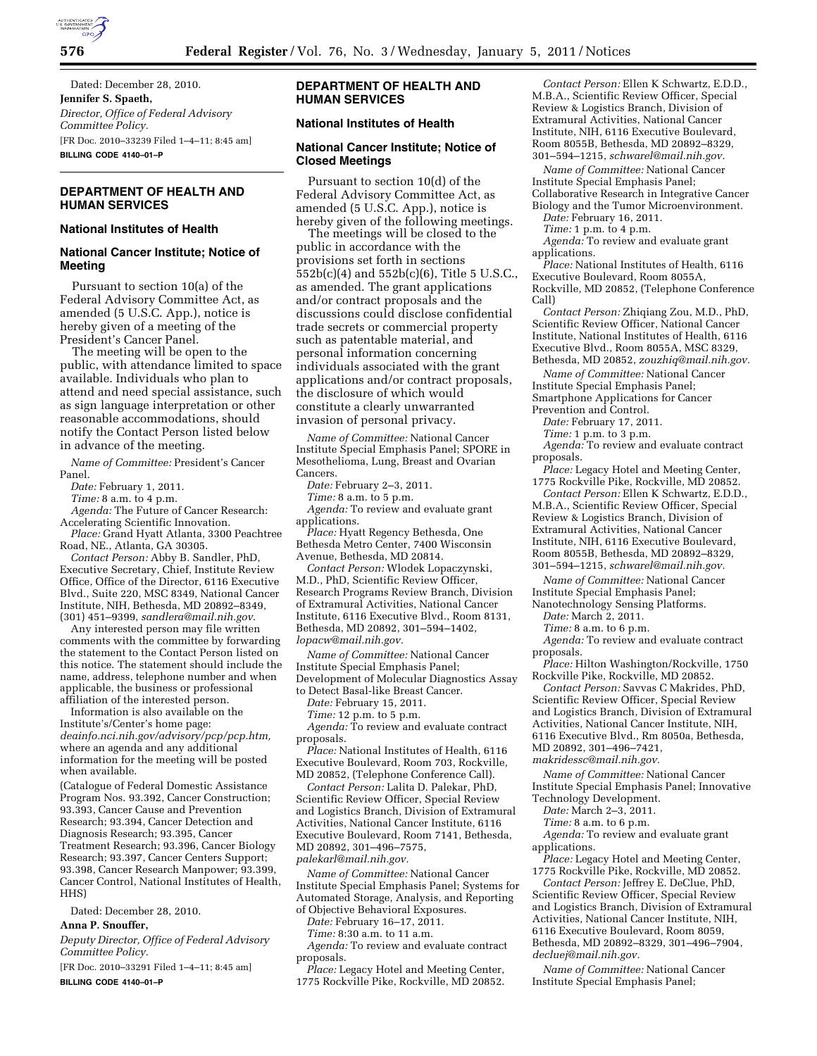Dated: December 28, 2010.

**Jennifer S. Spaeth,**

*Director, Office of Federal Advisory Committee Policy.*

[FR Doc. 2010–33239 Filed 1–4–11; 8:45 am]

**BILLING CODE 4140–01–P**

## DEPARTMENT OF HEALTH AND HUMAN SERVICES

### National Institutes of Health

### National Cancer Institute; Notice of Meeting

Pursuant to section 10(a) of the Federal Advisory Committee Act, as amended (5 U.S.C. App.), notice is hereby given of a meeting of the President's Cancer Panel.

The meeting will be open to the public, with attendance limited to space available. Individuals who plan to attend and need special assistance, such as sign language interpretation or other reasonable accommodations, should notify the Contact Person listed below in advance of the meeting.

*Name of Committee:* President's Cancer Panel.

*Date:* February 1, 2011.

*Time:* 8 a.m. to 4 p.m.

*Agenda:* The Future of Cancer Research: Accelerating Scientific Innovation.

*Place:* Grand Hyatt Atlanta, 3300 Peachtree Road, NE., Atlanta, GA 30305.

*Contact Person:* Abby B. Sandler, PhD, Executive Secretary, Chief, Institute Review Office, Office of the Director, 6116 Executive Blvd., Suite 220, MSC 8349, National Cancer Institute, NIH, Bethesda, MD 20892–8349, (301) 451–9399, *sandlera@mail.nih.gov*.

Any interested person may file written comments with the committee by forwarding the statement to the Contact Person listed on this notice. The statement should include the name, address, telephone number and when applicable, the business or professional affiliation of the interested person.

Information is also available on the Institute's/Center's home page: *deainfo.nci.nih.gov/advisory/pcp/pcp.htm,* where an agenda and any additional information for the meeting will be posted when available.

(Catalogue of Federal Domestic Assistance Program Nos. 93.392, Cancer Construction; 93.393, Cancer Cause and Prevention Research; 93.394, Cancer Detection and Diagnosis Research; 93.395, Cancer Treatment Research; 93.396, Cancer Biology Research; 93.397, Cancer Centers Support; 93.398, Cancer Research Manpower; 93.399, Cancer Control, National Institutes of Health, HHS)

Dated: December 28, 2010.

**Anna P. Snouffer,**

*Deputy Director, Office of Federal Advisory Committee Policy.*

[FR Doc. 2010–33291 Filed 1–4–11; 8:45 am]

**BILLING CODE 4140–01–P**

## DEPARTMENT OF HEALTH AND HUMAN SERVICES

### National Institutes of Health

### National Cancer Institute; Notice of Closed Meetings

Pursuant to section 10(d) of the Federal Advisory Committee Act, as amended (5 U.S.C. App.), notice is hereby given of the following meetings.

The meetings will be closed to the public in accordance with the provisions set forth in sections 552b(c)(4) and 552b(c)(6), Title 5 U.S.C., as amended. The grant applications and/or contract proposals and the discussions could disclose confidential trade secrets or commercial property such as patentable material, and personal information concerning individuals associated with the grant applications and/or contract proposals, the disclosure of which would constitute a clearly unwarranted invasion of personal privacy.

*Name of Committee:* National Cancer Institute Special Emphasis Panel; SPORE in Mesothelioma, Lung, Breast and Ovarian Cancers.

*Date:* February 2–3, 2011.

*Time:* 8 a.m. to 5 p.m.

*Agenda:* To review and evaluate grant applications.

*Place:* Hyatt Regency Bethesda, One Bethesda Metro Center, 7400 Wisconsin Avenue, Bethesda, MD 20814.

*Contact Person:* Wlodek Lopaczynski, M.D., PhD, Scientific Review Officer, Research Programs Review Branch, Division of Extramural Activities, National Cancer Institute, 6116 Executive Blvd., Room 8131, Bethesda, MD 20892, 301–594–1402, *lopacw@mail.nih.gov.*

*Name of Committee:* National Cancer Institute Special Emphasis Panel; Development of Molecular Diagnostics Assay to Detect Basal-like Breast Cancer.

*Date:* February 15, 2011.

*Time:* 12 p.m. to 5 p.m.

*Agenda:* To review and evaluate contract proposals.

*Place:* National Institutes of Health, 6116 Executive Boulevard, Room 703, Rockville, MD 20852, (Telephone Conference Call).

*Contact Person:* Lalita D. Palekar, PhD, Scientific Review Officer, Special Review and Logistics Branch, Division of Extramural Activities, National Cancer Institute, 6116 Executive Boulevard, Room 7141, Bethesda, MD 20892, 301–496–7575, *palekarl@mail.nih.gov.*

*Name of Committee:* National Cancer Institute Special Emphasis Panel; Systems for Automated Storage, Analysis, and Reporting of Objective Behavioral Exposures.

*Date:* February 16–17, 2011.

*Time:* 8:30 a.m. to 11 a.m.

*Agenda:* To review and evaluate contract proposals.

*Place:* Legacy Hotel and Meeting Center, 1775 Rockville Pike, Rockville, MD 20852.

*Contact Person:* Ellen K Schwartz, E.D.D., M.B.A., Scientific Review Officer, Special Review & Logistics Branch, Division of Extramural Activities, National Cancer Institute, NIH, 6116 Executive Boulevard, Room 8055B, Bethesda, MD 20892–8329, 301–594–1215, *schwarel@mail.nih.gov.*

*Name of Committee:* National Cancer Institute Special Emphasis Panel; Collaborative Research in Integrative Cancer Biology and the Tumor Microenvironment.

*Date:* February 16, 2011.

*Time:* 1 p.m. to 4 p.m.

*Agenda:* To review and evaluate grant applications.

*Place:* National Institutes of Health, 6116 Executive Boulevard, Room 8055A, Rockville, MD 20852, (Telephone Conference Call)

*Contact Person:* Zhiqiang Zou, M.D., PhD, Scientific Review Officer, National Cancer Institute, National Institutes of Health, 6116 Executive Blvd., Room 8055A, MSC 8329, Bethesda, MD 20852, *zouzhiq@mail.nih.gov.*

*Name of Committee:* National Cancer Institute Special Emphasis Panel; Smartphone Applications for Cancer Prevention and Control.

*Date:* February 17, 2011.

*Time:* 1 p.m. to 3 p.m.

*Agenda:* To review and evaluate contract proposals.

*Place:* Legacy Hotel and Meeting Center, 1775 Rockville Pike, Rockville, MD 20852.

*Contact Person:* Ellen K Schwartz, E.D.D., M.B.A., Scientific Review Officer, Special Review & Logistics Branch, Division of Extramural Activities, National Cancer Institute, NIH, 6116 Executive Boulevard, Room 8055B, Bethesda, MD 20892–8329, 301–594–1215, *schwarel@mail.nih.gov.*

*Name of Committee:* National Cancer Institute Special Emphasis Panel; Nanotechnology Sensing Platforms.

*Date:* March 2, 2011.

*Time:* 8 a.m. to 6 p.m.

*Agenda:* To review and evaluate contract proposals.

*Place:* Hilton Washington/Rockville, 1750 Rockville Pike, Rockville, MD 20852.

*Contact Person:* Savvas C Makrides, PhD, Scientific Review Officer, Special Review and Logistics Branch, Division of Extramural Activities, National Cancer Institute, NIH, 6116 Executive Blvd., Rm 8050a, Bethesda, MD 20892, 301–496–7421, *makridessc@mail.nih.gov.*

*Name of Committee:* National Cancer Institute Special Emphasis Panel; Innovative Technology Development.

*Date:* March 2–3, 2011.

*Time:* 8 a.m. to 6 p.m.

*Agenda:* To review and evaluate grant applications.

*Place:* Legacy Hotel and Meeting Center, 1775 Rockville Pike, Rockville, MD 20852.

*Contact Person:* Jeffrey E. DeClue, PhD, Scientific Review Officer, Special Review and Logistics Branch, Division of Extramural Activities, National Cancer Institute, NIH, 6116 Executive Boulevard, Room 8059, Bethesda, MD 20892–8329, 301–496–7904, *decluej@mail.nih.gov.*

*Name of Committee:* National Cancer Institute Special Emphasis Panel;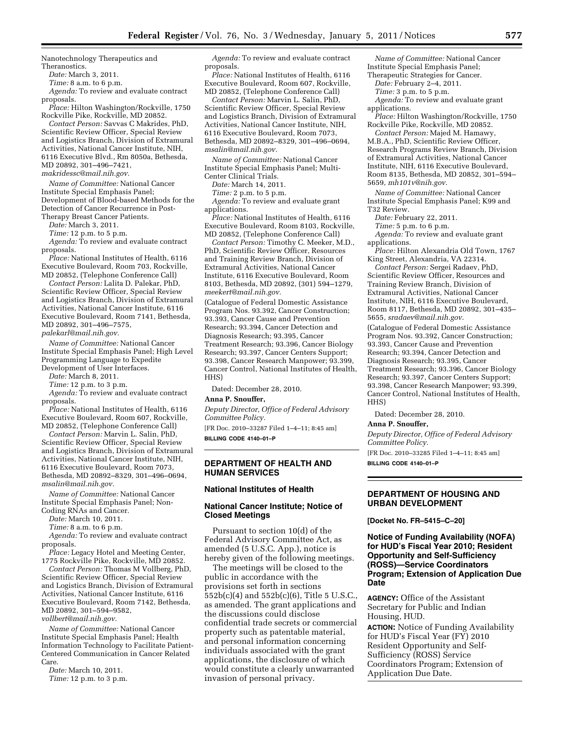Nanotechnology Therapeutics and Theranostics.

*Date:* March 3, 2011.

*Time:* 8 a.m. to 6 p.m.

*Agenda:* To review and evaluate contract proposals.

*Place:* Hilton Washington/Rockville, 1750 Rockville Pike, Rockville, MD 20852.

*Contact Person:* Savvas C Makrides, PhD, Scientific Review Officer, Special Review and Logistics Branch, Division of Extramural Activities, National Cancer Institute, NIH, 6116 Executive Blvd., Rm 8050a, Bethesda, MD 20892, 301–496–7421, *makridessc@mail.nih.gov.*

*Name of Committee:* National Cancer Institute Special Emphasis Panel; Development of Blood-based Methods for the Detection of Cancer Recurrence in Post-Therapy Breast Cancer Patients.

*Date:* March 3, 2011.

*Time:* 12 p.m. to 5 p.m.

*Agenda:* To review and evaluate contract proposals.

*Place:* National Institutes of Health, 6116 Executive Boulevard, Room 703, Rockville, MD 20852, (Telephone Conference Call)

*Contact Person:* Lalita D. Palekar, PhD, Scientific Review Officer, Special Review and Logistics Branch, Division of Extramural Activities, National Cancer Institute, 6116 Executive Boulevard, Room 7141, Bethesda, MD 20892, 301–496–7575, *palekarl@mail.nih.gov.*

*Name of Committee:* National Cancer Institute Special Emphasis Panel; High Level Programming Language to Expedite Development of User Interfaces.

*Date:* March 8, 2011.

*Time:* 12 p.m. to 3 p.m.

*Agenda:* To review and evaluate contract proposals.

*Place:* National Institutes of Health, 6116 Executive Boulevard, Room 607, Rockville, MD 20852, (Telephone Conference Call)

*Contact Person:* Marvin L. Salin, PhD, Scientific Review Officer, Special Review and Logistics Branch, Division of Extramural Activities, National Cancer Institute, NIH, 6116 Executive Boulevard, Room 7073, Bethesda, MD 20892–8329, 301–496–0694, *msalin@mail.nih.gov.*

*Name of Committee:* National Cancer Institute Special Emphasis Panel; Non-Coding RNAs and Cancer.

*Date:* March 10, 2011.

*Time:* 8 a.m. to 6 p.m.

*Agenda:* To review and evaluate contract proposals.

*Place:* Legacy Hotel and Meeting Center, 1775 Rockville Pike, Rockville, MD 20852.

*Contact Person:* Thomas M Vollberg, PhD, Scientific Review Officer, Special Review and Logistics Branch, Division of Extramural Activities, National Cancer Institute, 6116 Executive Boulevard, Room 7142, Bethesda, MD 20892, 301–594–9582, *vollbert@mail.nih.gov.*

*Name of Committee:* National Cancer Institute Special Emphasis Panel; Health Information Technology to Facilitate Patient-Centered Communication in Cancer Related Care.

*Date:* March 10, 2011.

*Time:* 12 p.m. to 3 p.m.

*Agenda:* To review and evaluate contract proposals.

*Place:* National Institutes of Health, 6116 Executive Boulevard, Room 607, Rockville, MD 20852, (Telephone Conference Call)

*Contact Person:* Marvin L. Salin, PhD, Scientific Review Officer, Special Review and Logistics Branch, Division of Extramural Activities, National Cancer Institute, NIH, 6116 Executive Boulevard, Room 7073, Bethesda, MD 20892–8329, 301–496–0694, *msalin@mail.nih.gov.*

*Name of Committee:* National Cancer Institute Special Emphasis Panel; Multi-Center Clinical Trials.

*Date:* March 14, 2011.

*Time:* 2 p.m. to 5 p.m.

*Agenda:* To review and evaluate grant applications.

*Place:* National Institutes of Health, 6116 Executive Boulevard, Room 8103, Rockville, MD 20852, (Telephone Conference Call)

*Contact Person:* Timothy C. Meeker, M.D., PhD, Scientific Review Officer, Resources and Training Review Branch, Division of Extramural Activities, National Cancer Institute, 6116 Executive Boulevard, Room 8103, Bethesda, MD 20892, (301) 594–1279, *meekert@mail.nih.gov.*

(Catalogue of Federal Domestic Assistance Program Nos. 93.392, Cancer Construction; 93.393, Cancer Cause and Prevention Research; 93.394, Cancer Detection and Diagnosis Research; 93.395, Cancer Treatment Research; 93.396, Cancer Biology Research; 93.397, Cancer Centers Support; 93.398, Cancer Research Manpower; 93.399, Cancer Control, National Institutes of Health, HHS)

Dated: December 28, 2010.

**Anna P. Snouffer,**

*Deputy Director, Office of Federal Advisory Committee Policy.*

[FR Doc. 2010–33287 Filed 1–4–11; 8:45 am]

**BILLING CODE 4140–01–P**

## DEPARTMENT OF HEALTH AND HUMAN SERVICES

### National Institutes of Health

### National Cancer Institute; Notice of Closed Meetings

Pursuant to section 10(d) of the Federal Advisory Committee Act, as amended (5 U.S.C. App.), notice is hereby given of the following meetings.

The meetings will be closed to the public in accordance with the provisions set forth in sections 552b(c)(4) and 552b(c)(6), Title 5 U.S.C., as amended. The grant applications and the discussions could disclose confidential trade secrets or commercial property such as patentable material, and personal information concerning individuals associated with the grant applications, the disclosure of which would constitute a clearly unwarranted invasion of personal privacy.

*Name of Committee:* National Cancer Institute Special Emphasis Panel; Therapeutic Strategies for Cancer.

*Date:* February 2–4, 2011.

*Time:* 3 p.m. to 5 p.m.

*Agenda:* To review and evaluate grant applications.

*Place:* Hilton Washington/Rockville, 1750 Rockville Pike, Rockville, MD 20852.

*Contact Person:* Majed M. Hamawy, M.B.A., PhD, Scientific Review Officer, Research Programs Review Branch, Division of Extramural Activities, National Cancer Institute, NIH, 6116 Executive Boulevard, Room 8135, Bethesda, MD 20852, 301–594–5659, *mh101v@nih.gov.*

*Name of Committee:* National Cancer Institute Special Emphasis Panel; K99 and T32 Review.

*Date:* February 22, 2011.

*Time:* 5 p.m. to 6 p.m.

*Agenda:* To review and evaluate grant applications.

*Place:* Hilton Alexandria Old Town, 1767 King Street, Alexandria, VA 22314.

*Contact Person:* Sergei Radaev, PhD, Scientific Review Officer, Resources and Training Review Branch, Division of Extramural Activities, National Cancer Institute, NIH, 6116 Executive Boulevard, Room 8117, Bethesda, MD 20892, 301–435–5655, *sradaev@mail.nih.gov.*

(Catalogue of Federal Domestic Assistance Program Nos. 93.392, Cancer Construction; 93.393, Cancer Cause and Prevention Research; 93.394, Cancer Detection and Diagnosis Research; 93.395, Cancer Treatment Research; 93.396, Cancer Biology Research; 93.397, Cancer Centers Support; 93.398, Cancer Research Manpower; 93.399, Cancer Control, National Institutes of Health, HHS)

Dated: December 28, 2010.

**Anna P. Snouffer,**

*Deputy Director, Office of Federal Advisory Committee Policy.*

[FR Doc. 2010–33285 Filed 1–4–11; 8:45 am]

**BILLING CODE 4140–01–P**

## DEPARTMENT OF HOUSING AND URBAN DEVELOPMENT

**[Docket No. FR–5415–C–20]**

### Notice of Funding Availability (NOFA) for HUD's Fiscal Year 2010; Resident Opportunity and Self-Sufficiency (ROSS)—Service Coordinators Program; Extension of Application Due Date

**AGENCY:** Office of the Assistant Secretary for Public and Indian Housing, HUD.

**ACTION:** Notice of Funding Availability for HUD's Fiscal Year (FY) 2010 Resident Opportunity and Self-Sufficiency (ROSS) Service Coordinators Program; Extension of Application Due Date.